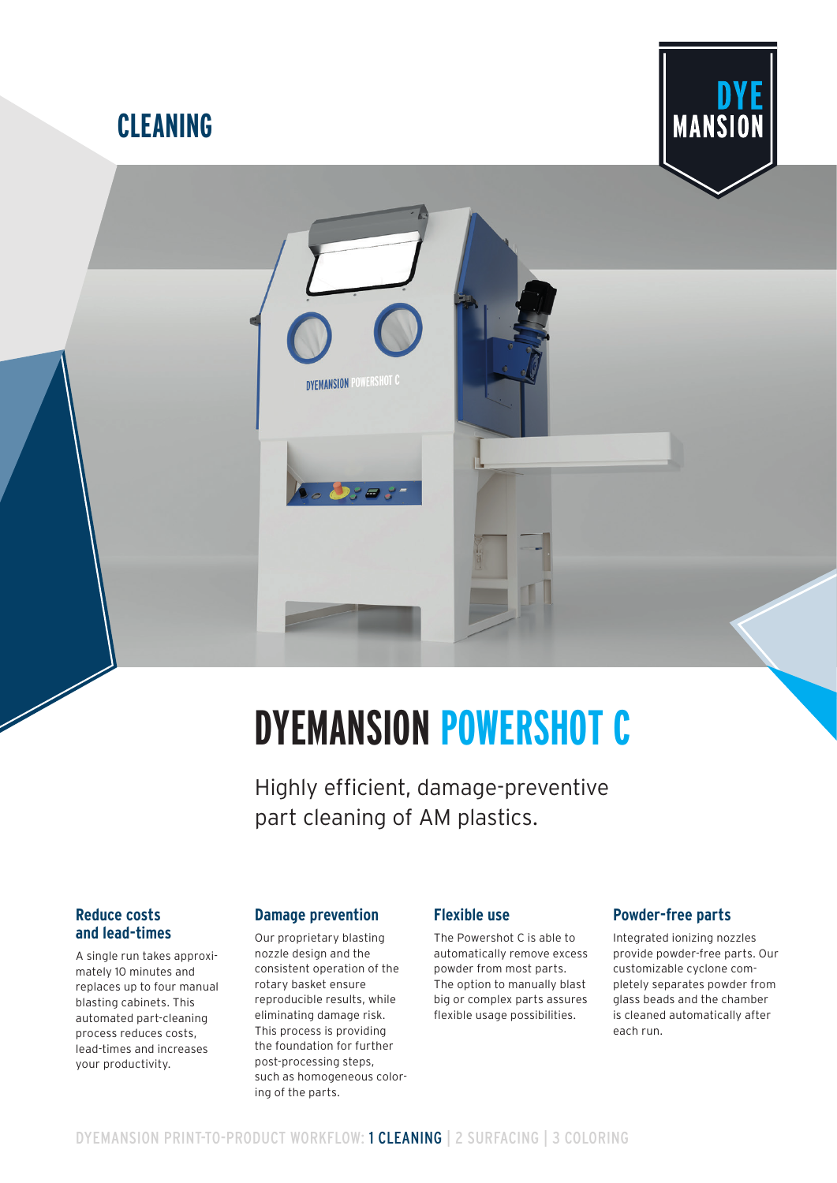CLEANING

DYE MANSION

# DYEMANSION POWERSHOT C

Highly efficient, damage-preventive part cleaning of AM plastics.

### Reduce costs and lead-times

A single run takes approximately 10 minutes and replaces up to four manual blasting cabinets. This automated part-cleaning process reduces costs, lead-times and increases your productivity.

### Damage prevention

Our proprietary blasting nozzle design and the consistent operation of the rotary basket ensure reproducible results, while eliminating damage risk. This process is providing the foundation for further post-processing steps, such as homogeneous coloring of the parts.

### Flexible use

The Powershot C is able to automatically remove excess powder from most parts. The option to manually blast big or complex parts assures flexible usage possibilities.

### Powder-free parts

Integrated ionizing nozzles provide powder-free parts. Our customizable cyclone completely separates powder from glass beads and the chamber is cleaned automatically after each run.

DYEMANSION PRINT-TO-PRODUCT WORKFLOW: **1 CLEANING** | 2 SURFACING | 3 COLORING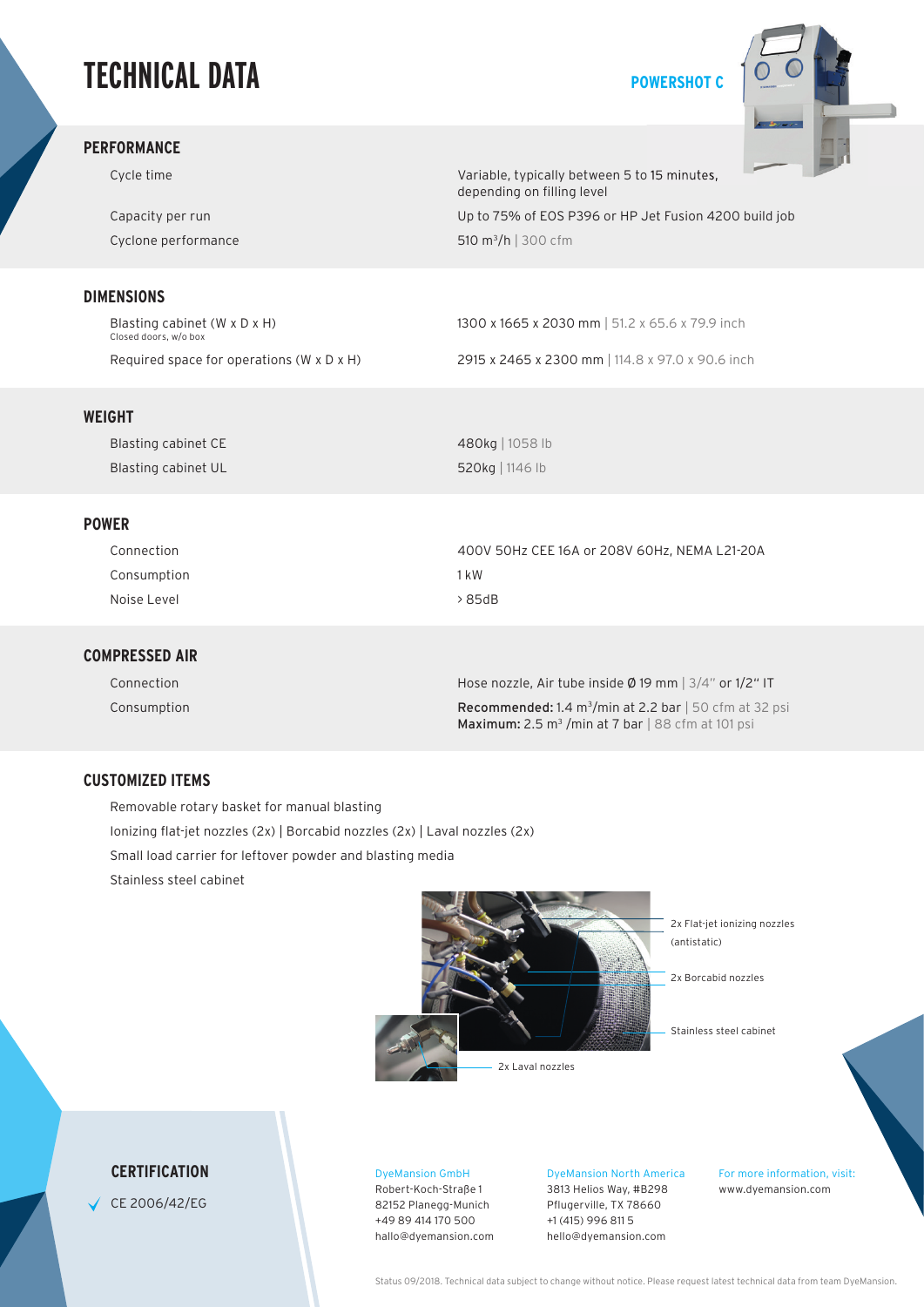# TECHNICAL DATA

POWERSHOT C

## PERFORMANCE

| | |
|---|---|
| Cycle time | Variable, typically between 5 to 15 minutes, depending on filling level |
| Capacity per run | Up to 75% of EOS P396 or HP Jet Fusion 4200 build job |
| Cyclone performance | 510 m³/h \| 300 cfm |

## DIMENSIONS

| | |
|---|---|
| Blasting cabinet (W x D x H) Closed doors, w/o box | 1300 x 1665 x 2030 mm \| 51.2 x 65.6 x 79.9 inch |
| Required space for operations (W x D x H) | 2915 x 2465 x 2300 mm \| 114.8 x 97.0 x 90.6 inch |

## WEIGHT

| | |
|---|---|
| Blasting cabinet CE | 480kg \| 1058 lb |
| Blasting cabinet UL | 520kg \| 1146 lb |

## POWER

| | |
|---|---|
| Connection | 400V 50Hz CEE 16A or 208V 60Hz, NEMA L21-20A |
| Consumption | 1 kW |
| Noise Level | > 85dB |

## COMPRESSED AIR

| | |
|---|---|
| Connection | Hose nozzle, Air tube inside Ø 19 mm \| 3/4" or 1/2" IT |
| Consumption | **Recommended:** 1.4 m³/min at 2.2 bar \| 50 cfm at 32 psi<br>**Maximum:** 2.5 m³ /min at 7 bar \| 88 cfm at 101 psi |

## CUSTOMIZED ITEMS

- Removable rotary basket for manual blasting
- Ionizing flat-jet nozzles (2x) | Borcabid nozzles (2x) | Laval nozzles (2x)
- Small load carrier for leftover powder and blasting media
- Stainless steel cabinet

2x Flat-jet ionizing nozzles (antistatic)

2x Borcabid nozzles

Stainless steel cabinet

2x Laval nozzles

## CERTIFICATION

✓ CE 2006/42/EG

DyeMansion GmbH
Robert-Koch-Straße 1
82152 Planegg-Munich
+49 89 414 170 500
hallo@dyemansion.com

DyeMansion North America
3813 Helios Way, #B298
Pflugerville, TX 78660
+1 (415) 996 811 5
hello@dyemansion.com

For more information, visit:
www.dyemansion.com

Status 09/2018. Technical data subject to change without notice. Please request latest technical data from team DyeMansion.